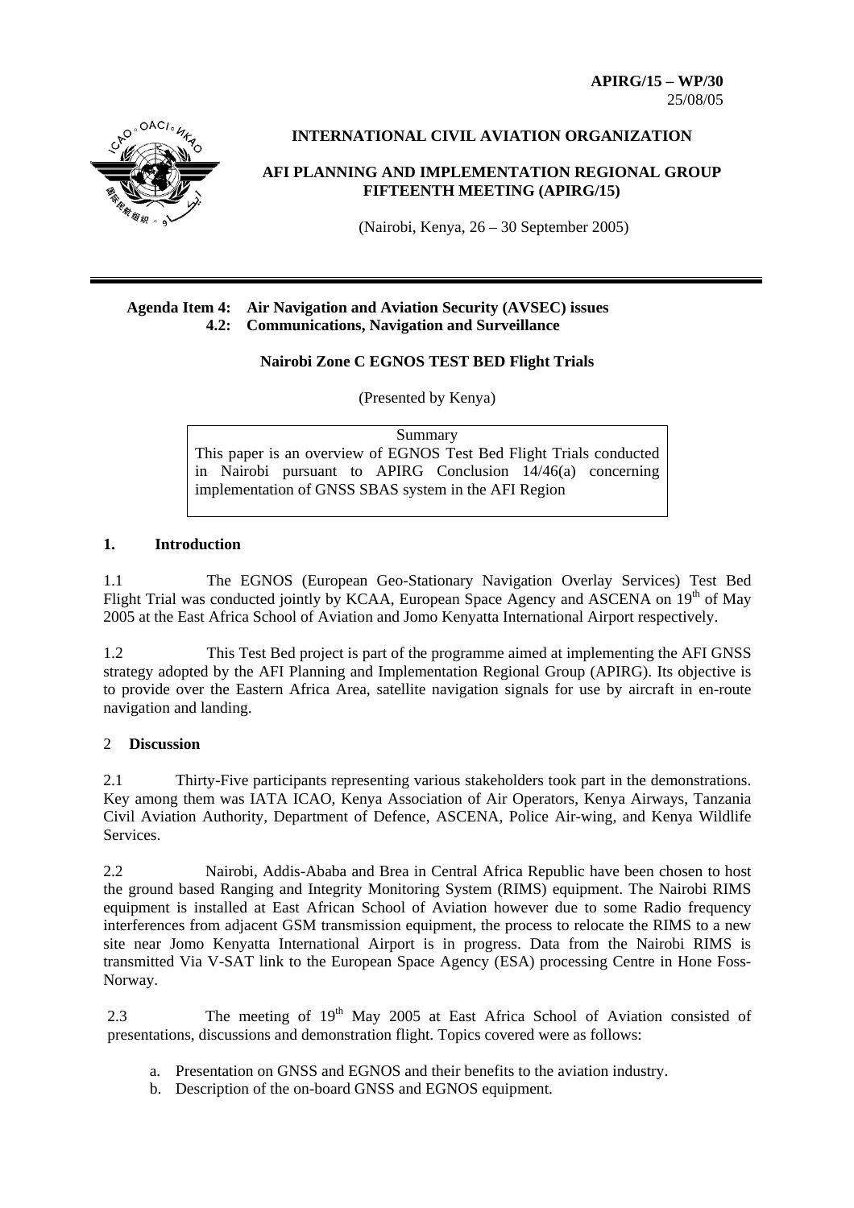**APIRG/15 – WP/30**
25/08/05

**INTERNATIONAL CIVIL AVIATION ORGANIZATION**

**AFI PLANNING AND IMPLEMENTATION REGIONAL GROUP FIFTEENTH MEETING (APIRG/15)**

(Nairobi, Kenya, 26 – 30 September 2005)

---

**Agenda Item 4: Air Navigation and Aviation Security (AVSEC) issues**
**4.2: Communications, Navigation and Surveillance**

**Nairobi Zone C EGNOS TEST BED Flight Trials**

(Presented by Kenya)

> Summary
>
> This paper is an overview of EGNOS Test Bed Flight Trials conducted in Nairobi pursuant to APIRG Conclusion 14/46(a) concerning implementation of GNSS SBAS system in the AFI Region

## 1. Introduction

1.1 The EGNOS (European Geo-Stationary Navigation Overlay Services) Test Bed Flight Trial was conducted jointly by KCAA, European Space Agency and ASCENA on 19th of May 2005 at the East Africa School of Aviation and Jomo Kenyatta International Airport respectively.

1.2 This Test Bed project is part of the programme aimed at implementing the AFI GNSS strategy adopted by the AFI Planning and Implementation Regional Group (APIRG). Its objective is to provide over the Eastern Africa Area, satellite navigation signals for use by aircraft in en-route navigation and landing.

## 2 Discussion

2.1 Thirty-Five participants representing various stakeholders took part in the demonstrations. Key among them was IATA ICAO, Kenya Association of Air Operators, Kenya Airways, Tanzania Civil Aviation Authority, Department of Defence, ASCENA, Police Air-wing, and Kenya Wildlife Services.

2.2 Nairobi, Addis-Ababa and Brea in Central Africa Republic have been chosen to host the ground based Ranging and Integrity Monitoring System (RIMS) equipment. The Nairobi RIMS equipment is installed at East African School of Aviation however due to some Radio frequency interferences from adjacent GSM transmission equipment, the process to relocate the RIMS to a new site near Jomo Kenyatta International Airport is in progress. Data from the Nairobi RIMS is transmitted Via V-SAT link to the European Space Agency (ESA) processing Centre in Hone Foss-Norway.

2.3 The meeting of 19th May 2005 at East Africa School of Aviation consisted of presentations, discussions and demonstration flight. Topics covered were as follows:

a. Presentation on GNSS and EGNOS and their benefits to the aviation industry.
b. Description of the on-board GNSS and EGNOS equipment.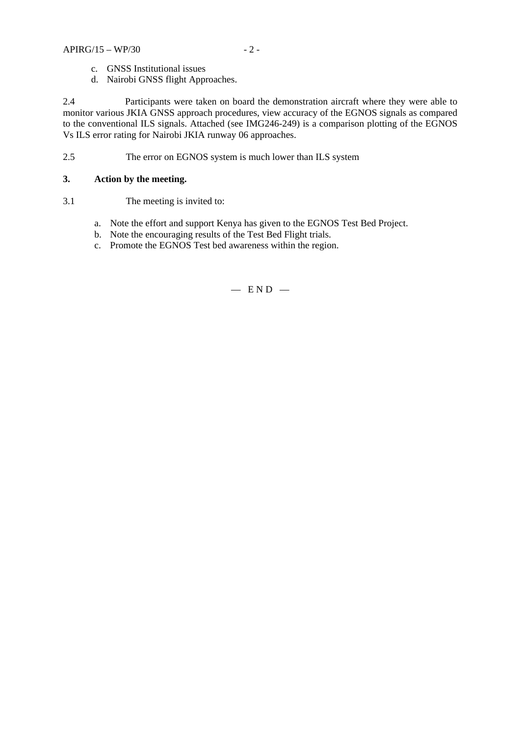c. GNSS Institutional issues
d. Nairobi GNSS flight Approaches.

2.4 Participants were taken on board the demonstration aircraft where they were able to monitor various JKIA GNSS approach procedures, view accuracy of the EGNOS signals as compared to the conventional ILS signals. Attached (see IMG246-249) is a comparison plotting of the EGNOS Vs ILS error rating for Nairobi JKIA runway 06 approaches.

2.5 The error on EGNOS system is much lower than ILS system

**3. Action by the meeting.**

3.1 The meeting is invited to:

a. Note the effort and support Kenya has given to the EGNOS Test Bed Project.
b. Note the encouraging results of the Test Bed Flight trials.
c. Promote the EGNOS Test bed awareness within the region.

— E N D —